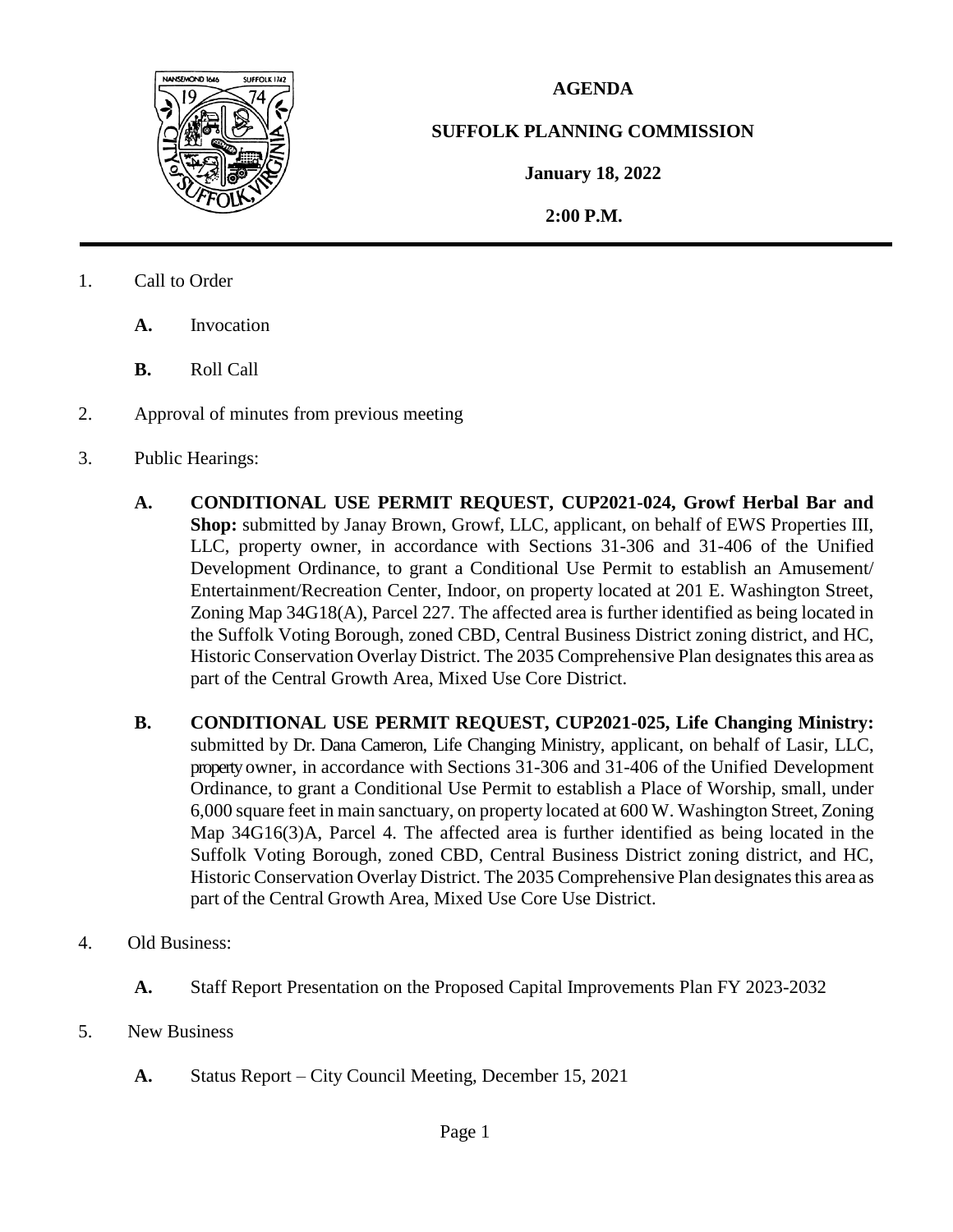**AGENDA**

**SUFFOLK PLANNING COMMISSION**

**January 18, 2022**

**2:00 P.M.**

---

1. Call to Order

   **A.** Invocation

   **B.** Roll Call

2. Approval of minutes from previous meeting

3. Public Hearings:

   **A. CONDITIONAL USE PERMIT REQUEST, CUP2021-024, Growf Herbal Bar and Shop:** submitted by Janay Brown, Growf, LLC, applicant, on behalf of EWS Properties III, LLC, property owner, in accordance with Sections 31-306 and 31-406 of the Unified Development Ordinance, to grant a Conditional Use Permit to establish an Amusement/ Entertainment/Recreation Center, Indoor, on property located at 201 E. Washington Street, Zoning Map 34G18(A), Parcel 227. The affected area is further identified as being located in the Suffolk Voting Borough, zoned CBD, Central Business District zoning district, and HC, Historic Conservation Overlay District. The 2035 Comprehensive Plan designates this area as part of the Central Growth Area, Mixed Use Core District.

   **B. CONDITIONAL USE PERMIT REQUEST, CUP2021-025, Life Changing Ministry:** submitted by Dr. Dana Cameron, Life Changing Ministry, applicant, on behalf of Lasir, LLC, property owner, in accordance with Sections 31-306 and 31-406 of the Unified Development Ordinance, to grant a Conditional Use Permit to establish a Place of Worship, small, under 6,000 square feet in main sanctuary, on property located at 600 W. Washington Street, Zoning Map 34G16(3)A, Parcel 4. The affected area is further identified as being located in the Suffolk Voting Borough, zoned CBD, Central Business District zoning district, and HC, Historic Conservation Overlay District. The 2035 Comprehensive Plan designates this area as part of the Central Growth Area, Mixed Use Core Use District.

4. Old Business:

   **A.** Staff Report Presentation on the Proposed Capital Improvements Plan FY 2023-2032

5. New Business

   **A.** Status Report – City Council Meeting, December 15, 2021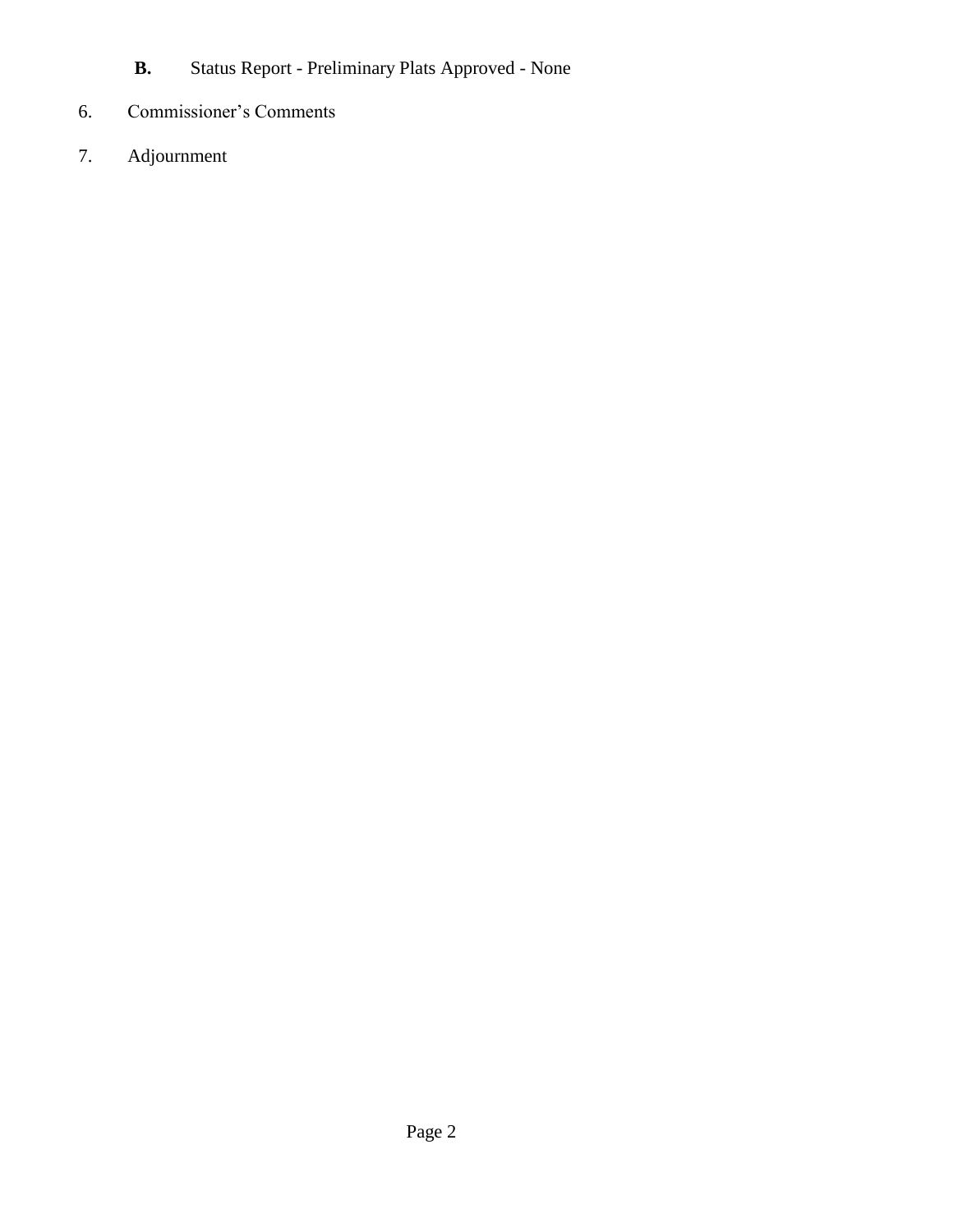**B.** Status Report - Preliminary Plats Approved - None

6. Commissioner's Comments

7. Adjournment